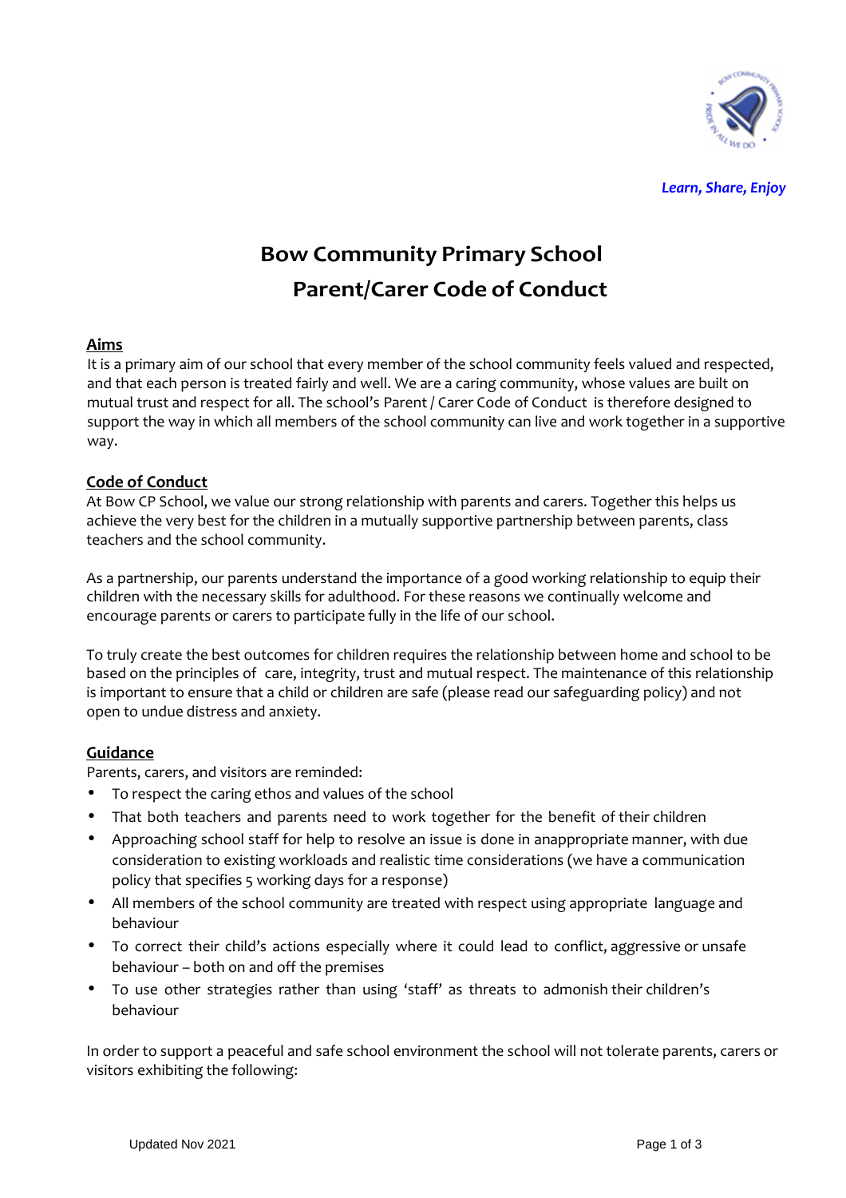*Learn, Share, Enjoy*

# Bow Community Primary School
# Parent/Carer Code of Conduct

## Aims

It is a primary aim of our school that every member of the school community feels valued and respected, and that each person is treated fairly and well. We are a caring community, whose values are built on mutual trust and respect for all. The school's Parent / Carer Code of Conduct is therefore designed to support the way in which all members of the school community can live and work together in a supportive way.

## Code of Conduct

At Bow CP School, we value our strong relationship with parents and carers. Together this helps us achieve the very best for the children in a mutually supportive partnership between parents, class teachers and the school community.

As a partnership, our parents understand the importance of a good working relationship to equip their children with the necessary skills for adulthood. For these reasons we continually welcome and encourage parents or carers to participate fully in the life of our school.

To truly create the best outcomes for children requires the relationship between home and school to be based on the principles of care, integrity, trust and mutual respect. The maintenance of this relationship is important to ensure that a child or children are safe (please read our safeguarding policy) and not open to undue distress and anxiety.

## Guidance

Parents, carers, and visitors are reminded:

- To respect the caring ethos and values of the school
- That both teachers and parents need to work together for the benefit of their children
- Approaching school staff for help to resolve an issue is done in anappropriate manner, with due consideration to existing workloads and realistic time considerations (we have a communication policy that specifies 5 working days for a response)
- All members of the school community are treated with respect using appropriate language and behaviour
- To correct their child's actions especially where it could lead to conflict, aggressive or unsafe behaviour – both on and off the premises
- To use other strategies rather than using 'staff' as threats to admonish their children's behaviour

In order to support a peaceful and safe school environment the school will not tolerate parents, carers or visitors exhibiting the following: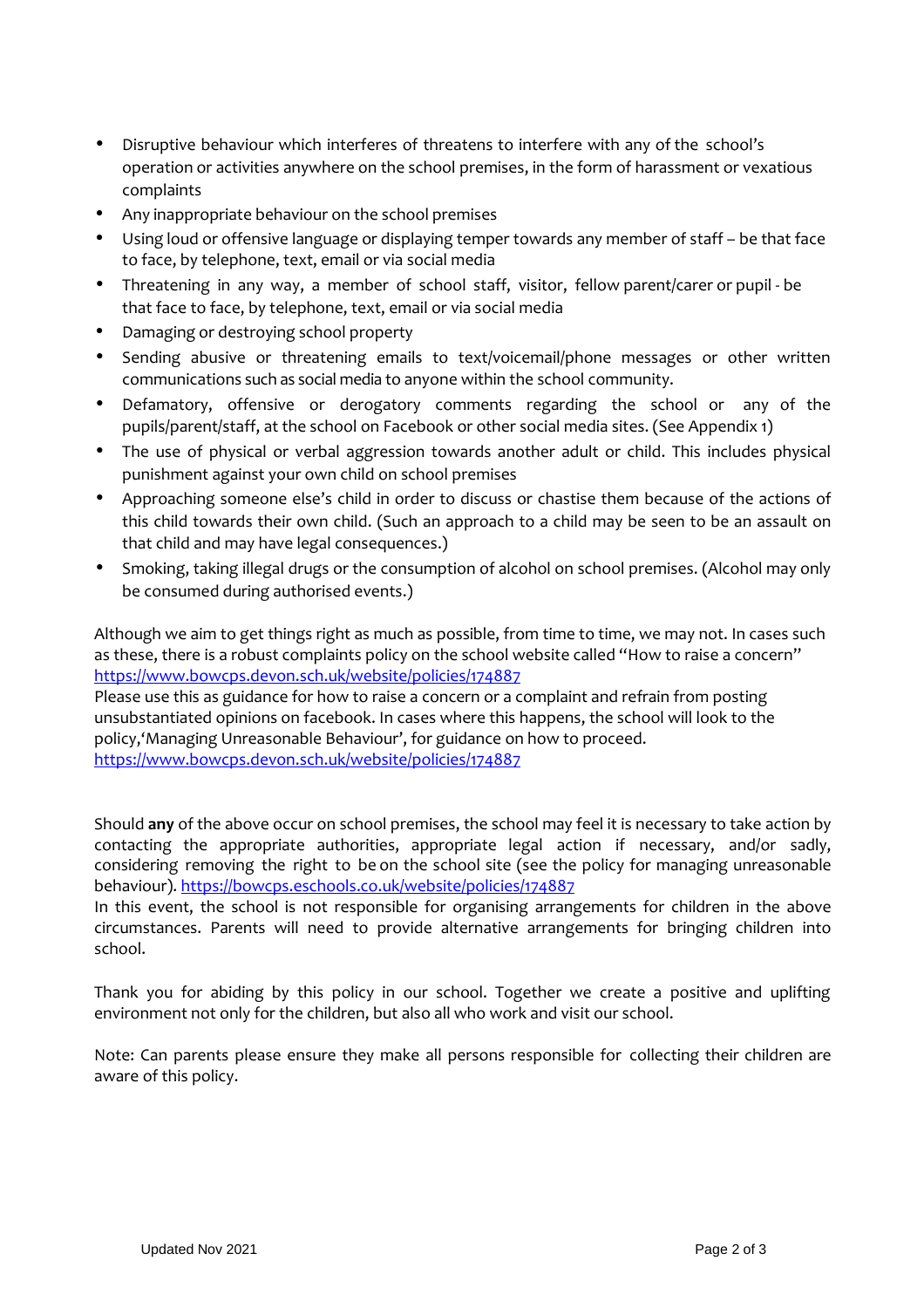- Disruptive behaviour which interferes of threatens to interfere with any of the school's operation or activities anywhere on the school premises, in the form of harassment or vexatious complaints
- Any inappropriate behaviour on the school premises
- Using loud or offensive language or displaying temper towards any member of staff – be that face to face, by telephone, text, email or via social media
- Threatening in any way, a member of school staff, visitor, fellow parent/carer or pupil - be that face to face, by telephone, text, email or via social media
- Damaging or destroying school property
- Sending abusive or threatening emails to text/voicemail/phone messages or other written communications such as social media to anyone within the school community.
- Defamatory, offensive or derogatory comments regarding the school or any of the pupils/parent/staff, at the school on Facebook or other social media sites. (See Appendix 1)
- The use of physical or verbal aggression towards another adult or child. This includes physical punishment against your own child on school premises
- Approaching someone else's child in order to discuss or chastise them because of the actions of this child towards their own child. (Such an approach to a child may be seen to be an assault on that child and may have legal consequences.)
- Smoking, taking illegal drugs or the consumption of alcohol on school premises. (Alcohol may only be consumed during authorised events.)

Although we aim to get things right as much as possible, from time to time, we may not. In cases such as these, there is a robust complaints policy on the school website called "How to raise a concern" https://www.bowcps.devon.sch.uk/website/policies/174887
Please use this as guidance for how to raise a concern or a complaint and refrain from posting unsubstantiated opinions on facebook. In cases where this happens, the school will look to the policy,'Managing Unreasonable Behaviour', for guidance on how to proceed.
https://www.bowcps.devon.sch.uk/website/policies/174887

Should **any** of the above occur on school premises, the school may feel it is necessary to take action by contacting the appropriate authorities, appropriate legal action if necessary, and/or sadly, considering removing the right to be on the school site (see the policy for managing unreasonable behaviour). https://bowcps.eschools.co.uk/website/policies/174887
In this event, the school is not responsible for organising arrangements for children in the above circumstances. Parents will need to provide alternative arrangements for bringing children into school.

Thank you for abiding by this policy in our school. Together we create a positive and uplifting environment not only for the children, but also all who work and visit our school.

Note: Can parents please ensure they make all persons responsible for collecting their children are aware of this policy.

Updated Nov 2021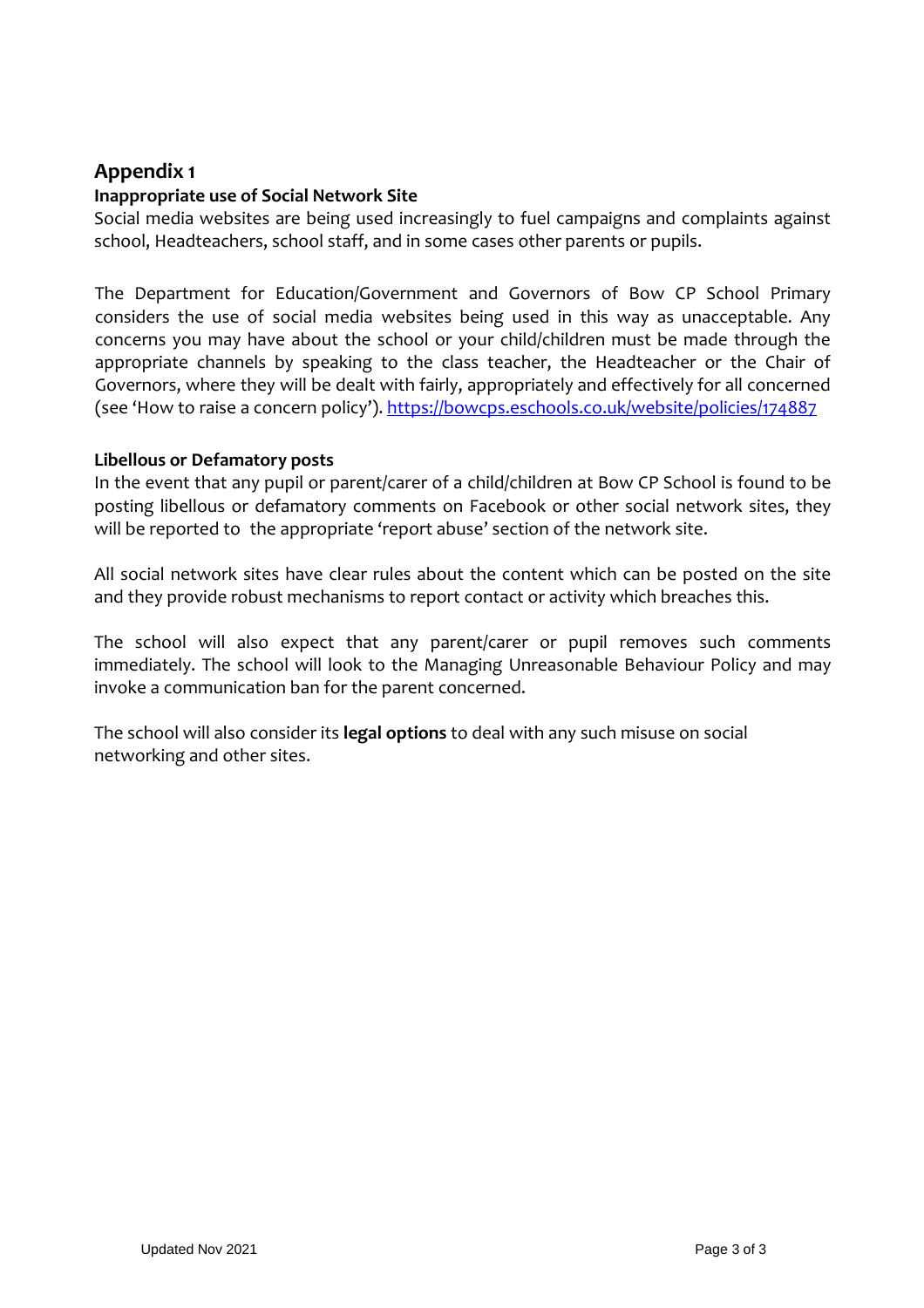## Appendix 1

### Inappropriate use of Social Network Site

Social media websites are being used increasingly to fuel campaigns and complaints against school, Headteachers, school staff, and in some cases other parents or pupils.

The Department for Education/Government and Governors of Bow CP School Primary considers the use of social media websites being used in this way as unacceptable. Any concerns you may have about the school or your child/children must be made through the appropriate channels by speaking to the class teacher, the Headteacher or the Chair of Governors, where they will be dealt with fairly, appropriately and effectively for all concerned (see 'How to raise a concern policy'). https://bowcps.eschools.co.uk/website/policies/174887

### Libellous or Defamatory posts

In the event that any pupil or parent/carer of a child/children at Bow CP School is found to be posting libellous or defamatory comments on Facebook or other social network sites, they will be reported to the appropriate 'report abuse' section of the network site.

All social network sites have clear rules about the content which can be posted on the site and they provide robust mechanisms to report contact or activity which breaches this.

The school will also expect that any parent/carer or pupil removes such comments immediately. The school will look to the Managing Unreasonable Behaviour Policy and may invoke a communication ban for the parent concerned.

The school will also consider its **legal options** to deal with any such misuse on social networking and other sites.

Updated Nov 2021